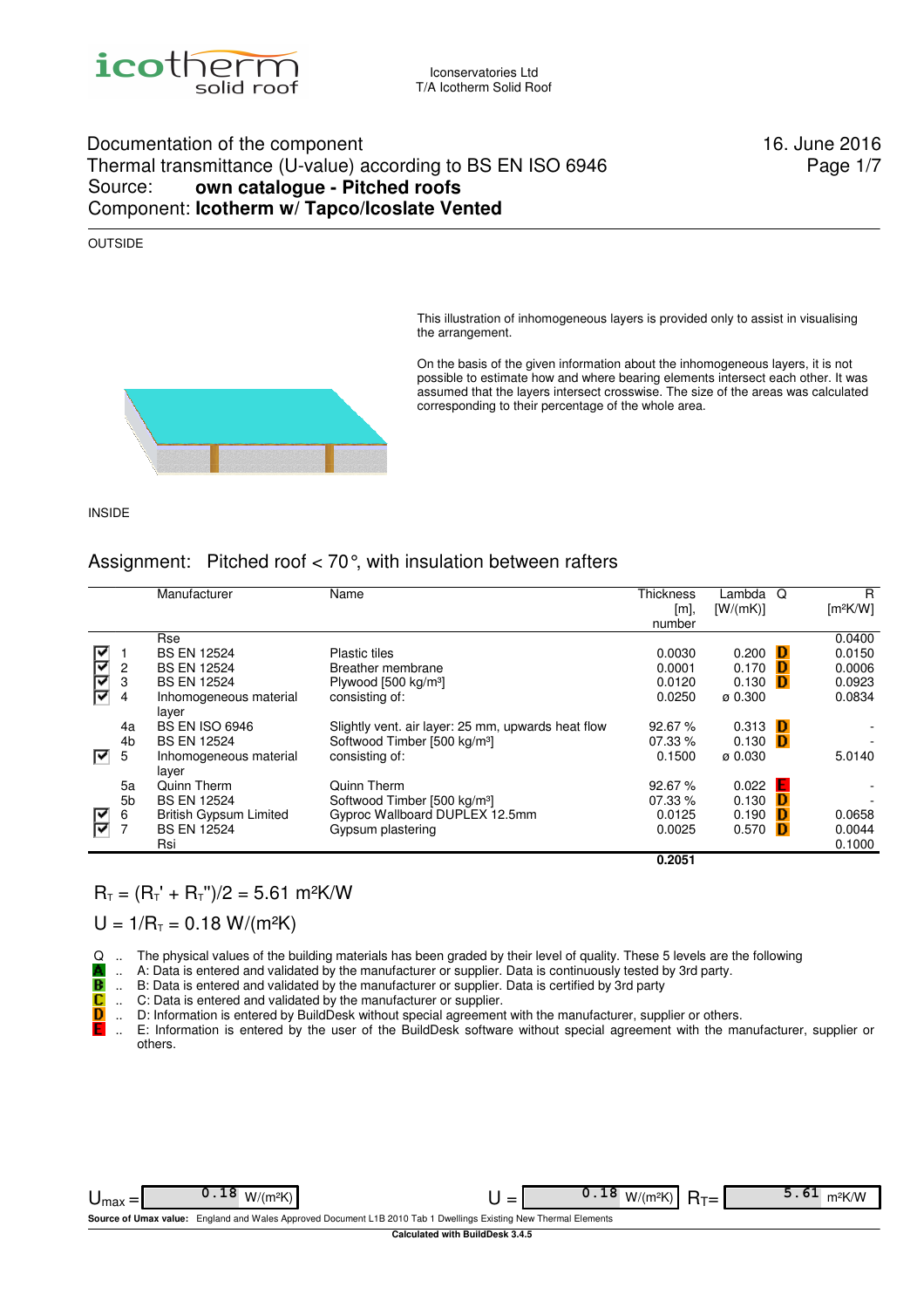icotherm solid roof

Iconservatories Ltd
T/A Icotherm Solid Roof

Documentation of the component
Thermal transmittance (U-value) according to BS EN ISO 6946
Source: **own catalogue - Pitched roofs**
Component: **Icotherm w/ Tapco/Icoslate Vented**

16. June 2016

OUTSIDE

This illustration of inhomogeneous layers is provided only to assist in visualising the arrangement.

On the basis of the given information about the inhomogeneous layers, it is not possible to estimate how and where bearing elements intersect each other. It was assumed that the layers intersect crosswise. The size of the areas was calculated corresponding to their percentage of the whole area.

INSIDE

## Assignment: Pitched roof < 70°, with insulation between rafters

| | | Manufacturer | Name | Thickness [m], number | Lambda [W/(mK)] | Q | R [m²K/W] |
|---|---|---|---|---|---|---|---|
| | | Rse | | | | | 0.0400 |
| ☑ | 1 | BS EN 12524 | Plastic tiles | 0.0030 | 0.200 | D | 0.0150 |
| ☑ | 2 | BS EN 12524 | Breather membrane | 0.0001 | 0.170 | D | 0.0006 |
| ☑ | 3 | BS EN 12524 | Plywood [500 kg/m³] | 0.0120 | 0.130 | D | 0.0923 |
| ☑ | 4 | Inhomogeneous material layer | consisting of: | 0.0250 | ø 0.300 | | 0.0834 |
| | 4a | BS EN ISO 6946 | Slightly vent. air layer: 25 mm, upwards heat flow | 92.67 % | 0.313 | D | - |
| | 4b | BS EN 12524 | Softwood Timber [500 kg/m³] | 07.33 % | 0.130 | D | - |
| ☑ | 5 | Inhomogeneous material layer | consisting of: | 0.1500 | ø 0.030 | | 5.0140 |
| | 5a | Quinn Therm | Quinn Therm | 92.67 % | 0.022 | E | - |
| | 5b | BS EN 12524 | Softwood Timber [500 kg/m³] | 07.33 % | 0.130 | D | - |
| ☑ | 6 | British Gypsum Limited | Gyproc Wallboard DUPLEX 12.5mm | 0.0125 | 0.190 | D | 0.0658 |
| ☑ | 7 | BS EN 12524 | Gypsum plastering | 0.0025 | 0.570 | D | 0.0044 |
| | | Rsi | | | | | 0.1000 |
| | | | | **0.2051** | | | |

$R_T = (R_T' + R_T'')/2 = 5.61$ m²K/W

$U = 1/R_T = 0.18$ W/(m²K)

Q .. The physical values of the building materials has been graded by their level of quality. These 5 levels are the following
A .. A: Data is entered and validated by the manufacturer or supplier. Data is continuously tested by 3rd party.
B .. B: Data is entered and validated by the manufacturer or supplier. Data is certified by 3rd party
C .. C: Data is entered and validated by the manufacturer or supplier.
D .. D: Information is entered by BuildDesk without special agreement with the manufacturer, supplier or others.
E .. E: Information is entered by the user of the BuildDesk software without special agreement with the manufacturer, supplier or others.

$U_{max}$ = 0.18 W/(m²K) U = 0.18 W/(m²K) $R_T$ = 5.61 m²K/W

**Source of Umax value:** England and Wales Approved Document L1B 2010 Tab 1 Dwellings Existing New Thermal Elements

**Calculated with BuildDesk 3.4.5**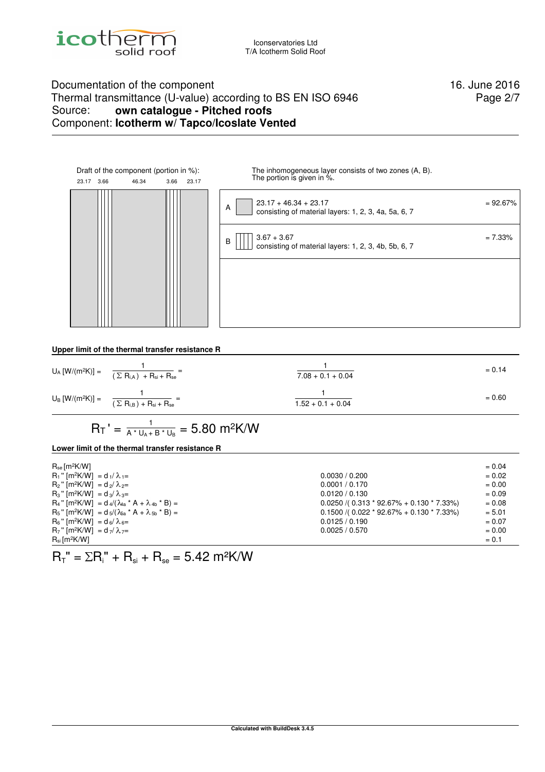Iconservatories Ltd
T/A Icotherm Solid Roof

Documentation of the component
Thermal transmittance (U-value) according to BS EN ISO 6946
Source: **own catalogue - Pitched roofs**
Component: **Icotherm w/ Tapco/Icoslate Vented**

16. June 2016

Draft of the component (portion in %):

23.17 | 3.66 | 46.34 | 3.66 | 23.17

The inhomogeneous layer consists of two zones (A, B).
The portion is given in %.

| Zone | Description | Portion |
|---|---|---|
| A | 23.17 + 46.34 + 23.17<br>consisting of material layers: 1, 2, 3, 4a, 5a, 6, 7 | = 92.67% |
| B | 3.67 + 3.67<br>consisting of material layers: 1, 2, 3, 4b, 5b, 6, 7 | = 7.33% |

**Upper limit of the thermal transfer resistance R**

$$U_A\ [W/(m^2K)] = \frac{1}{(\Sigma R_{i,A}) + R_{si} + R_{se}} = \frac{1}{7.08 + 0.1 + 0.04} = 0.14$$

$$U_B\ [W/(m^2K)] = \frac{1}{(\Sigma R_{i,B}) + R_{si} + R_{se}} = \frac{1}{1.52 + 0.1 + 0.04} = 0.60$$

$$R_T' = \frac{1}{A * U_A + B * U_B} = 5.80\ m^2K/W$$

**Lower limit of the thermal transfer resistance R**

| | | |
|---|---|---|
| $R_{se}$ [m²K/W] | | = 0.04 |
| $R_1''$ [m²K/W] $= d_1/\lambda_1 =$ | 0.0030 / 0.200 | = 0.02 |
| $R_2''$ [m²K/W] $= d_2/\lambda_2 =$ | 0.0001 / 0.170 | = 0.00 |
| $R_3''$ [m²K/W] $= d_3/\lambda_3 =$ | 0.0120 / 0.130 | = 0.09 |
| $R_4''$ [m²K/W] $= d_4/(\lambda_{4a} * A + \lambda_{4b} * B) =$ | 0.0250 /( 0.313 * 92.67% + 0.130 * 7.33%) | = 0.08 |
| $R_5''$ [m²K/W] $= d_5/(\lambda_{6a} * A + \lambda_{5b} * B) =$ | 0.1500 /( 0.022 * 92.67% + 0.130 * 7.33%) | = 5.01 |
| $R_6''$ [m²K/W] $= d_6/\lambda_6 =$ | 0.0125 / 0.190 | = 0.07 |
| $R_7''$ [m²K/W] $= d_7/\lambda_7 =$ | 0.0025 / 0.570 | = 0.00 |
| $R_{si}$ [m²K/W] | | = 0.1 |

$$R_T'' = \Sigma R_i'' + R_{si} + R_{se} = 5.42\ m^2K/W$$

**Calculated with BuildDesk 3.4.5**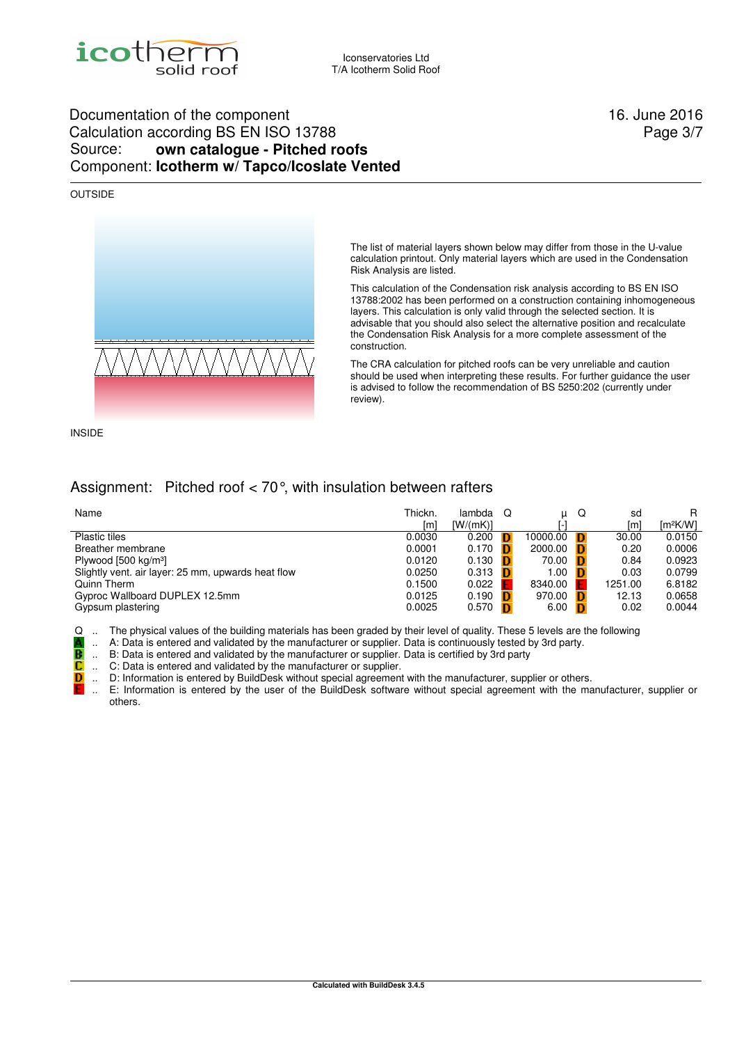Iconservatories Ltd
T/A Icotherm Solid Roof

Documentation of the component
Calculation according BS EN ISO 13788
Source: **own catalogue - Pitched roofs**
Component: **Icotherm w/ Tapco/Icoslate Vented**

16. June 2016

OUTSIDE

INSIDE

The list of material layers shown below may differ from those in the U-value calculation printout. Only material layers which are used in the Condensation Risk Analysis are listed.

This calculation of the Condensation risk analysis according to BS EN ISO 13788:2002 has been performed on a construction containing inhomogeneous layers. This calculation is only valid through the selected section. It is advisable that you should also select the alternative position and recalculate the Condensation Risk Analysis for a more complete assessment of the construction.

The CRA calculation for pitched roofs can be very unreliable and caution should be used when interpreting these results. For further guidance the user is advised to follow the recommendation of BS 5250:202 (currently under review).

## Assignment: Pitched roof < 70°, with insulation between rafters

| Name | Thickn. [m] | lambda [W/(mK)] | Q | μ [-] | Q | sd [m] | R [m²K/W] |
|---|---|---|---|---|---|---|---|
| Plastic tiles | 0.0030 | 0.200 | D | 10000.00 | D | 30.00 | 0.0150 |
| Breather membrane | 0.0001 | 0.170 | D | 2000.00 | D | 0.20 | 0.0006 |
| Plywood [500 kg/m³] | 0.0120 | 0.130 | D | 70.00 | D | 0.84 | 0.0923 |
| Slightly vent. air layer: 25 mm, upwards heat flow | 0.0250 | 0.313 | D | 1.00 | D | 0.03 | 0.0799 |
| Quinn Therm | 0.1500 | 0.022 | E | 8340.00 | E | 1251.00 | 6.8182 |
| Gyproc Wallboard DUPLEX 12.5mm | 0.0125 | 0.190 | D | 970.00 | D | 12.13 | 0.0658 |
| Gypsum plastering | 0.0025 | 0.570 | D | 6.00 | D | 0.02 | 0.0044 |

Q .. The physical values of the building materials has been graded by their level of quality. These 5 levels are the following
A .. A: Data is entered and validated by the manufacturer or supplier. Data is continuously tested by 3rd party.
B .. B: Data is entered and validated by the manufacturer or supplier. Data is certified by 3rd party
C .. C: Data is entered and validated by the manufacturer or supplier.
D .. D: Information is entered by BuildDesk without special agreement with the manufacturer, supplier or others.
E .. E: Information is entered by the user of the BuildDesk software without special agreement with the manufacturer, supplier or others.

**Calculated with BuildDesk 3.4.5**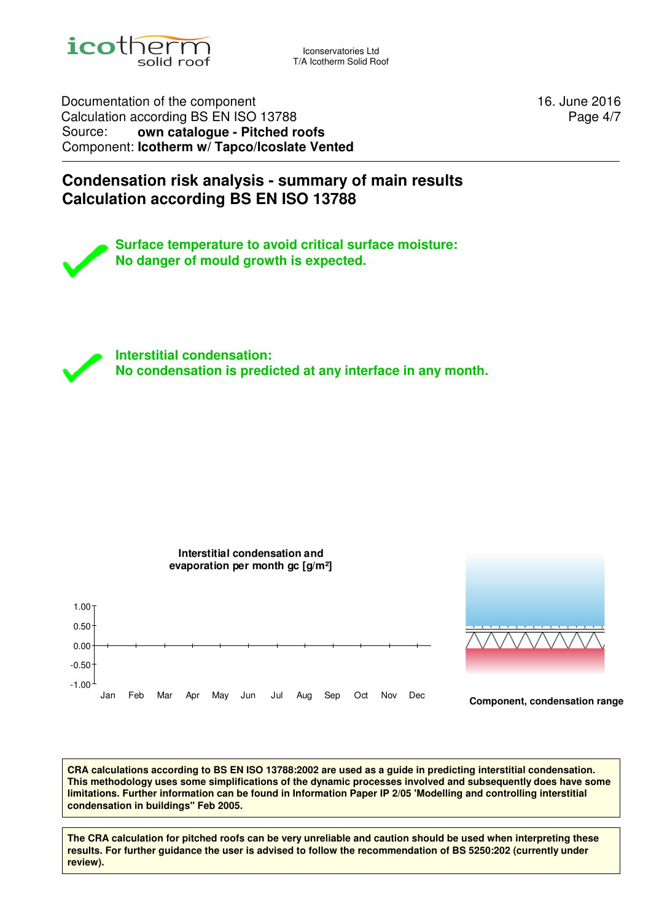Iconservatories Ltd
T/A Icotherm Solid Roof

Documentation of the component
Calculation according BS EN ISO 13788
Source: **own catalogue - Pitched roofs**
Component: **Icotherm w/ Tapco/Icoslate Vented**

16. June 2016

# Condensation risk analysis - summary of main results
# Calculation according BS EN ISO 13788

**Surface temperature to avoid critical surface moisture:**
**No danger of mould growth is expected.**

**Interstitial condensation:**
**No condensation is predicted at any interface in any month.**

**Interstitial condensation and evaporation per month gc [g/m²]**

1.00
0.50
0.00
-0.50
-1.00

Jan Feb Mar Apr May Jun Jul Aug Sep Oct Nov Dec

**Component, condensation range**

**CRA calculations according to BS EN ISO 13788:2002 are used as a guide in predicting interstitial condensation. This methodology uses some simplifications of the dynamic processes involved and subsequently does have some limitations. Further information can be found in Information Paper IP 2/05 'Modelling and controlling interstitial condensation in buildings" Feb 2005.**

**The CRA calculation for pitched roofs can be very unreliable and caution should be used when interpreting these results. For further guidance the user is advised to follow the recommendation of BS 5250:202 (currently under review).**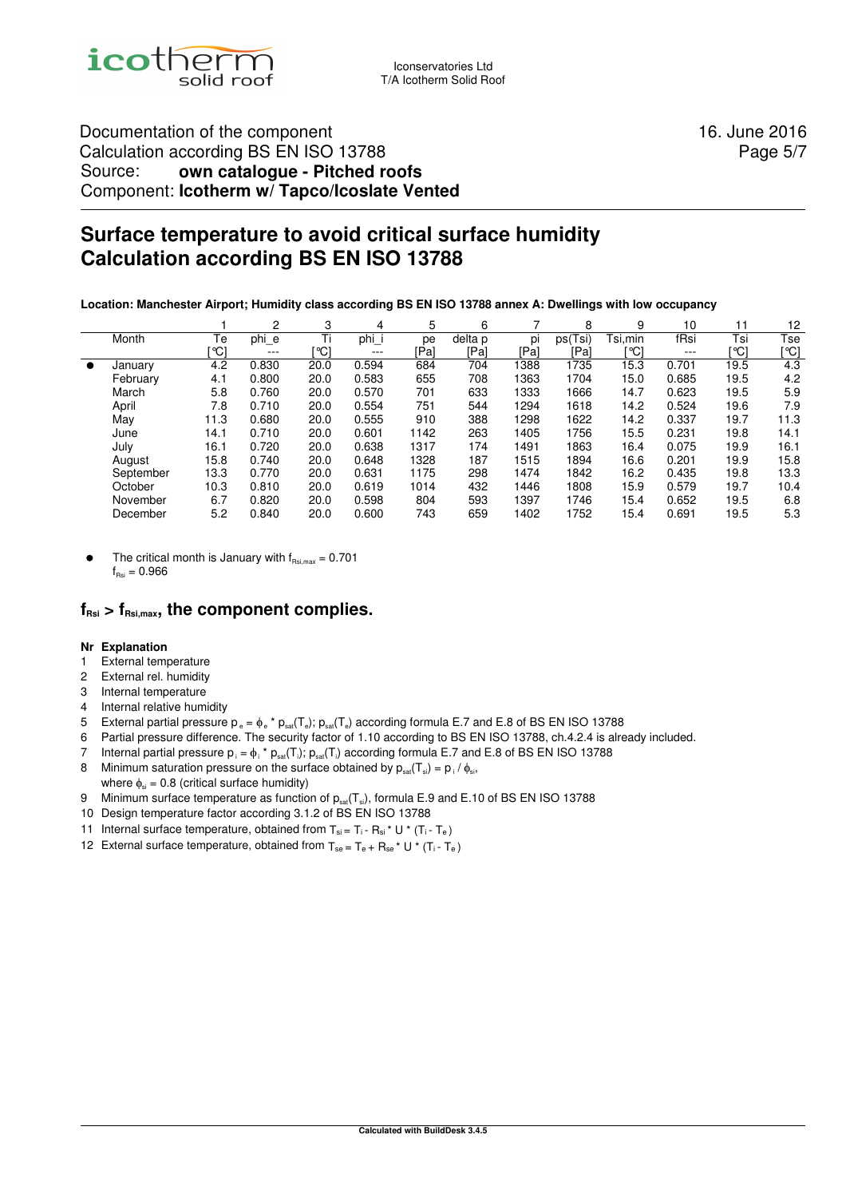Iconservatories Ltd
T/A Icotherm Solid Roof

Documentation of the component
Calculation according BS EN ISO 13788
Source: **own catalogue - Pitched roofs**
Component: **Icotherm w/ Tapco/Icoslate Vented**

16. June 2016

# Surface temperature to avoid critical surface humidity Calculation according BS EN ISO 13788

**Location: Manchester Airport; Humidity class according BS EN ISO 13788 annex A: Dwellings with low occupancy**

| | | 1 | 2 | 3 | 4 | 5 | 6 | 7 | 8 | 9 | 10 | 11 | 12 |
|---|---|---|---|---|---|---|---|---|---|---|---|---|---|
| | Month | Te | phi_e | Ti | phi_i | pe | delta p | pi | ps(Tsi) | Tsi,min | fRsi | Tsi | Tse |
| | | [°C] | --- | [°C] | --- | [Pa] | [Pa] | [Pa] | [Pa] | [°C] | --- | [°C] | [°C] |
| ● | January | 4.2 | 0.830 | 20.0 | 0.594 | 684 | 704 | 1388 | 1735 | 15.3 | 0.701 | 19.5 | 4.3 |
| | February | 4.1 | 0.800 | 20.0 | 0.583 | 655 | 708 | 1363 | 1704 | 15.0 | 0.685 | 19.5 | 4.2 |
| | March | 5.8 | 0.760 | 20.0 | 0.570 | 701 | 633 | 1333 | 1666 | 14.7 | 0.623 | 19.5 | 5.9 |
| | April | 7.8 | 0.710 | 20.0 | 0.554 | 751 | 544 | 1294 | 1618 | 14.2 | 0.524 | 19.6 | 7.9 |
| | May | 11.3 | 0.680 | 20.0 | 0.555 | 910 | 388 | 1298 | 1622 | 14.2 | 0.337 | 19.7 | 11.3 |
| | June | 14.1 | 0.710 | 20.0 | 0.601 | 1142 | 263 | 1405 | 1756 | 15.5 | 0.231 | 19.8 | 14.1 |
| | July | 16.1 | 0.720 | 20.0 | 0.638 | 1317 | 174 | 1491 | 1863 | 16.4 | 0.075 | 19.9 | 16.1 |
| | August | 15.8 | 0.740 | 20.0 | 0.648 | 1328 | 187 | 1515 | 1894 | 16.6 | 0.201 | 19.9 | 15.8 |
| | September | 13.3 | 0.770 | 20.0 | 0.631 | 1175 | 298 | 1474 | 1842 | 16.2 | 0.435 | 19.8 | 13.3 |
| | October | 10.3 | 0.810 | 20.0 | 0.619 | 1014 | 432 | 1446 | 1808 | 15.9 | 0.579 | 19.7 | 10.4 |
| | November | 6.7 | 0.820 | 20.0 | 0.598 | 804 | 593 | 1397 | 1746 | 15.4 | 0.652 | 19.5 | 6.8 |
| | December | 5.2 | 0.840 | 20.0 | 0.600 | 743 | 659 | 1402 | 1752 | 15.4 | 0.691 | 19.5 | 5.3 |

- The critical month is January with $f_{Rsi,max} = 0.701$
  $f_{Rsi} = 0.966$

## $f_{Rsi} > f_{Rsi,max}$, the component complies.

**Nr Explanation**

1. External temperature
2. External rel. humidity
3. Internal temperature
4. Internal relative humidity
5. External partial pressure $p_e = \phi_e * p_{sat}(T_e)$; $p_{sat}(T_e)$ according formula E.7 and E.8 of BS EN ISO 13788
6. Partial pressure difference. The security factor of 1.10 according to BS EN ISO 13788, ch.4.2.4 is already included.
7. Internal partial pressure $p_i = \phi_i * p_{sat}(T_i)$; $p_{sat}(T_i)$ according formula E.7 and E.8 of BS EN ISO 13788
8. Minimum saturation pressure on the surface obtained by $p_{sat}(T_{si}) = p_i / \phi_{si}$, where $\phi_{si} = 0.8$ (critical surface humidity)
9. Minimum surface temperature as function of $p_{sat}(T_{si})$, formula E.9 and E.10 of BS EN ISO 13788
10. Design temperature factor according 3.1.2 of BS EN ISO 13788
11. Internal surface temperature, obtained from $T_{si} = T_i - R_{si} * U * (T_i - T_e)$
12. External surface temperature, obtained from $T_{se} = T_e + R_{se} * U * (T_i - T_e)$

**Calculated with BuildDesk 3.4.5**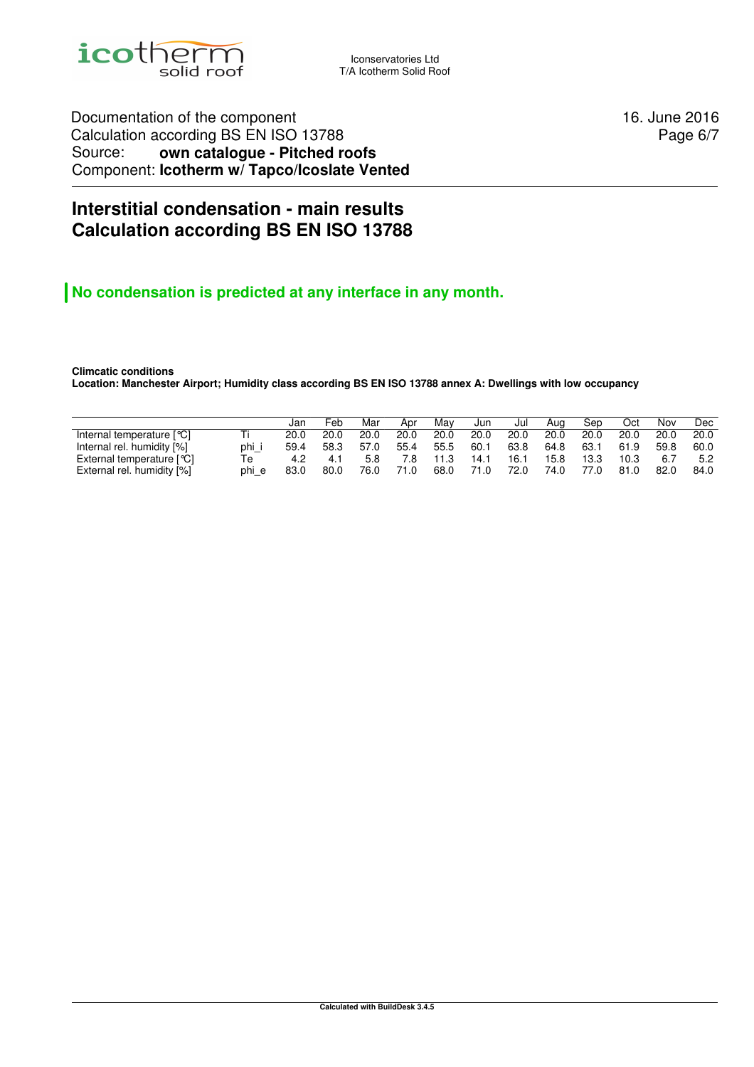Documentation of the component
Calculation according BS EN ISO 13788
Source: **own catalogue - Pitched roofs**
Component: **Icotherm w/ Tapco/Icoslate Vented**

# Interstitial condensation - main results
# Calculation according BS EN ISO 13788

## No condensation is predicted at any interface in any month.

**Climcatic conditions**
**Location: Manchester Airport; Humidity class according BS EN ISO 13788 annex A: Dwellings with low occupancy**

| | | Jan | Feb | Mar | Apr | May | Jun | Jul | Aug | Sep | Oct | Nov | Dec |
|---|---|---|---|---|---|---|---|---|---|---|---|---|---|
| Internal temperature [°C] | Ti | 20.0 | 20.0 | 20.0 | 20.0 | 20.0 | 20.0 | 20.0 | 20.0 | 20.0 | 20.0 | 20.0 | 20.0 |
| Internal rel. humidity [%] | phi_i | 59.4 | 58.3 | 57.0 | 55.4 | 55.5 | 60.1 | 63.8 | 64.8 | 63.1 | 61.9 | 59.8 | 60.0 |
| External temperature [°C] | Te | 4.2 | 4.1 | 5.8 | 7.8 | 11.3 | 14.1 | 16.1 | 15.8 | 13.3 | 10.3 | 6.7 | 5.2 |
| External rel. humidity [%] | phi_e | 83.0 | 80.0 | 76.0 | 71.0 | 68.0 | 71.0 | 72.0 | 74.0 | 77.0 | 81.0 | 82.0 | 84.0 |

**Calculated with BuildDesk 3.4.5**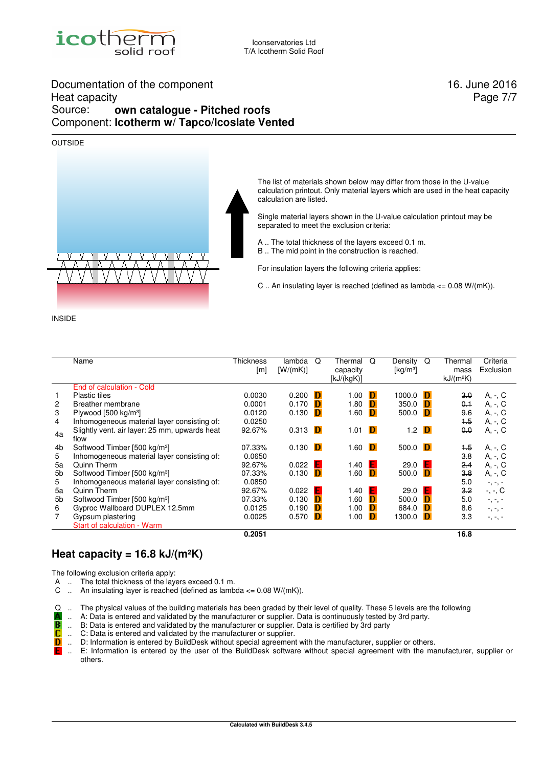Iconservatories Ltd
T/A Icotherm Solid Roof

Documentation of the component
Heat capacity
Source: **own catalogue - Pitched roofs**
Component: **Icotherm w/ Tapco/Icoslate Vented**

16. June 2016

OUTSIDE

INSIDE

The list of materials shown below may differ from those in the U-value calculation printout. Only material layers which are used in the heat capacity calculation are listed.

Single material layers shown in the U-value calculation printout may be separated to meet the exclusion criteria:

A .. The total thickness of the layers exceed 0.1 m.
B .. The mid point in the construction is reached.

For insulation layers the following criteria applies:

C .. An insulating layer is reached (defined as lambda <= 0.08 W/(mK)).

| | Name | Thickness [m] | lambda [W/(mK)] | Q | Thermal capacity [kJ/(kgK)] | Q | Density [kg/m³] | Q | Thermal mass kJ/(m²K) | Criteria Exclusion |
|---|---|---|---|---|---|---|---|---|---|---|
| | End of calculation - Cold | | | | | | | | | |
| 1 | Plastic tiles | 0.0030 | 0.200 | D | 1.00 | D | 1000.0 | D | ~~3.0~~ | A, -, C |
| 2 | Breather membrane | 0.0001 | 0.170 | D | 1.80 | D | 350.0 | D | ~~0.1~~ | A, -, C |
| 3 | Plywood [500 kg/m³] | 0.0120 | 0.130 | D | 1.60 | D | 500.0 | D | ~~9.6~~ | A, -, C |
| 4 | Inhomogeneous material layer consisting of: | 0.0250 | | | | | | | ~~1.5~~ | A, -, C |
| 4a | Slightly vent. air layer: 25 mm, upwards heat flow | 92.67% | 0.313 | D | 1.01 | D | 1.2 | D | ~~0.0~~ | A, -, C |
| 4b | Softwood Timber [500 kg/m³] | 07.33% | 0.130 | D | 1.60 | D | 500.0 | D | ~~1.5~~ | A, -, C |
| 5 | Inhomogeneous material layer consisting of: | 0.0650 | | | | | | | ~~3.8~~ | A, -, C |
| 5a | Quinn Therm | 92.67% | 0.022 | E | 1.40 | E | 29.0 | E | ~~2.4~~ | A, -, C |
| 5b | Softwood Timber [500 kg/m³] | 07.33% | 0.130 | D | 1.60 | D | 500.0 | D | ~~3.8~~ | A, -, C |
| 5 | Inhomogeneous material layer consisting of: | 0.0850 | | | | | | | 5.0 | -, -, - |
| 5a | Quinn Therm | 92.67% | 0.022 | E | 1.40 | E | 29.0 | E | ~~3.2~~ | -, -, C |
| 5b | Softwood Timber [500 kg/m³] | 07.33% | 0.130 | D | 1.60 | D | 500.0 | D | 5.0 | -, -, - |
| 6 | Gyproc Wallboard DUPLEX 12.5mm | 0.0125 | 0.190 | D | 1.00 | D | 684.0 | D | 8.6 | -, -, - |
| 7 | Gypsum plastering | 0.0025 | 0.570 | D | 1.00 | D | 1300.0 | D | 3.3 | -, -, - |
| | Start of calculation - Warm | | | | | | | | | |
| | | **0.2051** | | | | | | | **16.8** | |

## Heat capacity = 16.8 kJ/(m²K)

The following exclusion criteria apply:
A .. The total thickness of the layers exceed 0.1 m.
C .. An insulating layer is reached (defined as lambda <= 0.08 W/(mK)).

Q .. The physical values of the building materials has been graded by their level of quality. These 5 levels are the following
A .. A: Data is entered and validated by the manufacturer or supplier. Data is continuously tested by 3rd party.
B .. B: Data is entered and validated by the manufacturer or supplier. Data is certified by 3rd party
C .. C: Data is entered and validated by the manufacturer or supplier.
D .. D: Information is entered by BuildDesk without special agreement with the manufacturer, supplier or others.
E .. E: Information is entered by the user of the BuildDesk software without special agreement with the manufacturer, supplier or others.

Calculated with BuildDesk 3.4.5